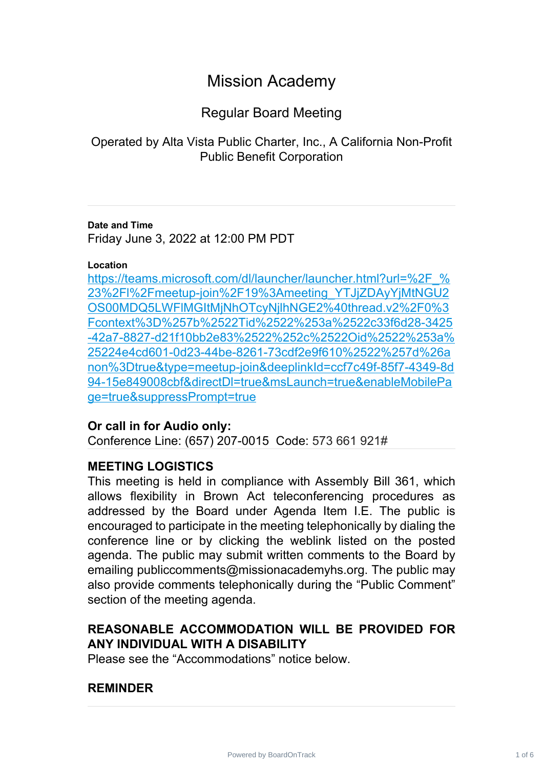# Mission Academy

## Regular Board Meeting

Operated by Alta Vista Public Charter, Inc., A California Non-Profit Public Benefit Corporation

---

**Date and Time**

Friday June 3, 2022 at 12:00 PM PDT

**Location**

https://teams.microsoft.com/dl/launcher/launcher.html?url=%2F_%23%2Fl%2Fmeetup-join%2F19%3Ameeting_YTJjZDAyYjMtNGU2OS00MDQ5LWFlMGItMjNhOTcyNjlhNGE2%40thread.v2%2F0%3Fcontext%3D%257b%2522Tid%2522%253a%2522c33f6d28-3425-42a7-8827-d21f10bb2e83%2522%252c%2522Oid%2522%253a%25224e4cd601-0d23-44be-8261-73cdf2e9f610%2522%257d%26anon%3Dtrue&type=meetup-join&deeplinkId=ccf7c49f-85f7-4349-8d94-15e849008cbf&directDl=true&msLaunch=true&enableMobilePage=true&suppressPrompt=true

### Or call in for Audio only:

Conference Line: (657) 207-0015 Code: 573 661 921#

---

### MEETING LOGISTICS

This meeting is held in compliance with Assembly Bill 361, which allows flexibility in Brown Act teleconferencing procedures as addressed by the Board under Agenda Item I.E. The public is encouraged to participate in the meeting telephonically by dialing the conference line or by clicking the weblink listed on the posted agenda. The public may submit written comments to the Board by emailing publiccomments@missionacademyhs.org. The public may also provide comments telephonically during the "Public Comment" section of the meeting agenda.

### REASONABLE ACCOMMODATION WILL BE PROVIDED FOR ANY INDIVIDUAL WITH A DISABILITY

Please see the "Accommodations" notice below.

### REMINDER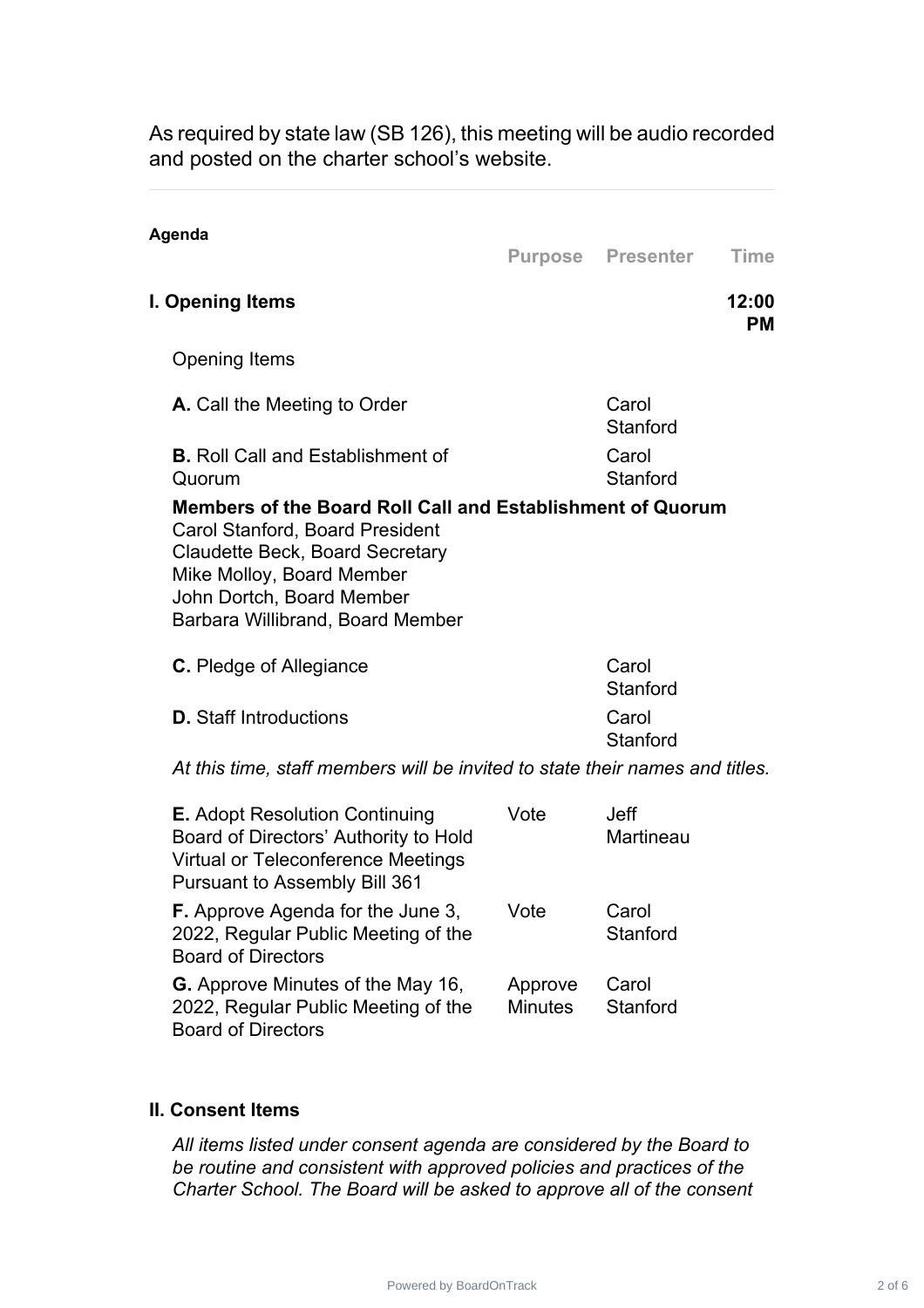As required by state law (SB 126), this meeting will be audio recorded and posted on the charter school's website.

---

**Agenda**

| | Purpose | Presenter | Time |
|---|---|---|---|
| **I. Opening Items** | | | **12:00 PM** |
| Opening Items | | | |
| **A.** Call the Meeting to Order | | Carol Stanford | |
| **B.** Roll Call and Establishment of Quorum | | Carol Stanford | |

**Members of the Board Roll Call and Establishment of Quorum**
Carol Stanford, Board President
Claudette Beck, Board Secretary
Mike Molloy, Board Member
John Dortch, Board Member
Barbara Willibrand, Board Member

| | Purpose | Presenter | Time |
|---|---|---|---|
| **C.** Pledge of Allegiance | | Carol Stanford | |
| **D.** Staff Introductions | | Carol Stanford | |

*At this time, staff members will be invited to state their names and titles.*

| | Purpose | Presenter | Time |
|---|---|---|---|
| **E.** Adopt Resolution Continuing Board of Directors' Authority to Hold Virtual or Teleconference Meetings Pursuant to Assembly Bill 361 | Vote | Jeff Martineau | |
| **F.** Approve Agenda for the June 3, 2022, Regular Public Meeting of the Board of Directors | Vote | Carol Stanford | |
| **G.** Approve Minutes of the May 16, 2022, Regular Public Meeting of the Board of Directors | Approve Minutes | Carol Stanford | |

**II. Consent Items**

*All items listed under consent agenda are considered by the Board to be routine and consistent with approved policies and practices of the Charter School. The Board will be asked to approve all of the consent*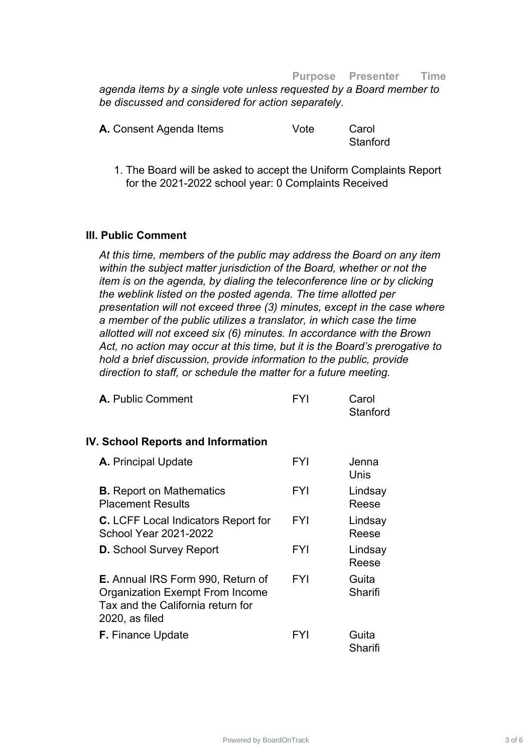| | Purpose | Presenter | Time |
|---|---|---|---|

*agenda items by a single vote unless requested by a Board member to be discussed and considered for action separately.*

| | Purpose | Presenter | Time |
|---|---|---|---|
| **A.** Consent Agenda Items | Vote | Carol Stanford | |

1. The Board will be asked to accept the Uniform Complaints Report for the 2021-2022 school year: 0 Complaints Received

### III. Public Comment

*At this time, members of the public may address the Board on any item within the subject matter jurisdiction of the Board, whether or not the item is on the agenda, by dialing the teleconference line or by clicking the weblink listed on the posted agenda. The time allotted per presentation will not exceed three (3) minutes, except in the case where a member of the public utilizes a translator, in which case the time allotted will not exceed six (6) minutes. In accordance with the Brown Act, no action may occur at this time, but it is the Board's prerogative to hold a brief discussion, provide information to the public, provide direction to staff, or schedule the matter for a future meeting.*

| | Purpose | Presenter | Time |
|---|---|---|---|
| **A.** Public Comment | FYI | Carol Stanford | |

### IV. School Reports and Information

| | Purpose | Presenter | Time |
|---|---|---|---|
| **A.** Principal Update | FYI | Jenna Unis | |
| **B.** Report on Mathematics Placement Results | FYI | Lindsay Reese | |
| **C.** LCFF Local Indicators Report for School Year 2021-2022 | FYI | Lindsay Reese | |
| **D.** School Survey Report | FYI | Lindsay Reese | |
| **E.** Annual IRS Form 990, Return of Organization Exempt From Income Tax and the California return for 2020, as filed | FYI | Guita Sharifi | |
| **F.** Finance Update | FYI | Guita Sharifi | |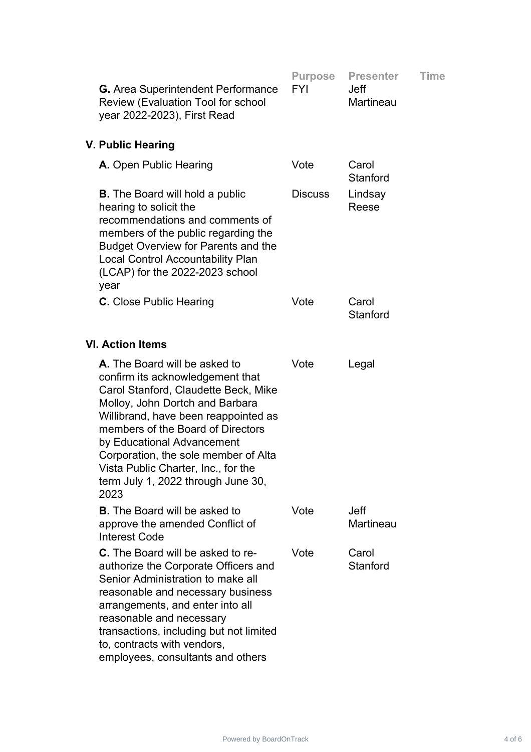| | Purpose | Presenter | Time |
|---|---|---|---|
| **G.** Area Superintendent Performance Review (Evaluation Tool for school year 2022-2023), First Read | FYI | Jeff Martineau | |

**V. Public Hearing**

| | Purpose | Presenter | Time |
|---|---|---|---|
| **A.** Open Public Hearing | Vote | Carol Stanford | |
| **B.** The Board will hold a public hearing to solicit the recommendations and comments of members of the public regarding the Budget Overview for Parents and the Local Control Accountability Plan (LCAP) for the 2022-2023 school year | Discuss | Lindsay Reese | |
| **C.** Close Public Hearing | Vote | Carol Stanford | |

**VI. Action Items**

| | Purpose | Presenter | Time |
|---|---|---|---|
| **A.** The Board will be asked to confirm its acknowledgement that Carol Stanford, Claudette Beck, Mike Molloy, John Dortch and Barbara Willibrand, have been reappointed as members of the Board of Directors by Educational Advancement Corporation, the sole member of Alta Vista Public Charter, Inc., for the term July 1, 2022 through June 30, 2023 | Vote | Legal | |
| **B.** The Board will be asked to approve the amended Conflict of Interest Code | Vote | Jeff Martineau | |
| **C.** The Board will be asked to re-authorize the Corporate Officers and Senior Administration to make all reasonable and necessary business arrangements, and enter into all reasonable and necessary transactions, including but not limited to, contracts with vendors, employees, consultants and others | Vote | Carol Stanford | |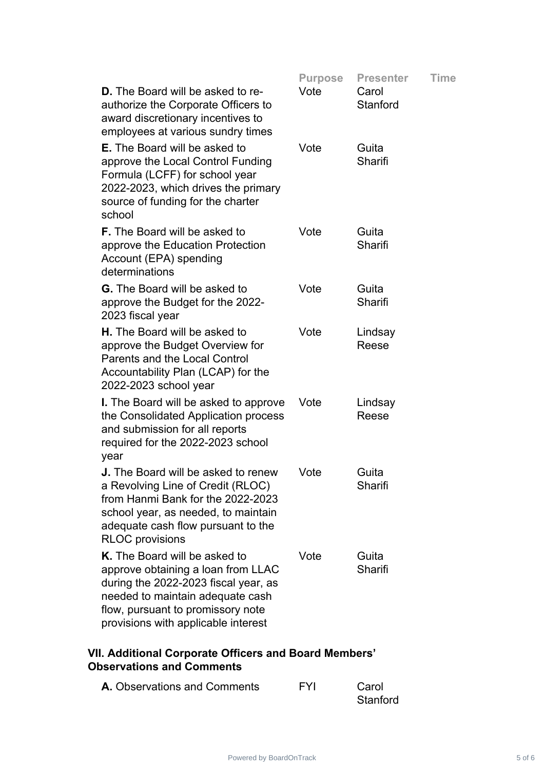| | Purpose | Presenter | Time |
|---|---|---|---|
| **D.** The Board will be asked to re-authorize the Corporate Officers to award discretionary incentives to employees at various sundry times | Vote | Carol Stanford | |
| **E.** The Board will be asked to approve the Local Control Funding Formula (LCFF) for school year 2022-2023, which drives the primary source of funding for the charter school | Vote | Guita Sharifi | |
| **F.** The Board will be asked to approve the Education Protection Account (EPA) spending determinations | Vote | Guita Sharifi | |
| **G.** The Board will be asked to approve the Budget for the 2022-2023 fiscal year | Vote | Guita Sharifi | |
| **H.** The Board will be asked to approve the Budget Overview for Parents and the Local Control Accountability Plan (LCAP) for the 2022-2023 school year | Vote | Lindsay Reese | |
| **I.** The Board will be asked to approve the Consolidated Application process and submission for all reports required for the 2022-2023 school year | Vote | Lindsay Reese | |
| **J.** The Board will be asked to renew a Revolving Line of Credit (RLOC) from Hanmi Bank for the 2022-2023 school year, as needed, to maintain adequate cash flow pursuant to the RLOC provisions | Vote | Guita Sharifi | |
| **K.** The Board will be asked to approve obtaining a loan from LLAC during the 2022-2023 fiscal year, as needed to maintain adequate cash flow, pursuant to promissory note provisions with applicable interest | Vote | Guita Sharifi | |

## VII. Additional Corporate Officers and Board Members' Observations and Comments

| | Purpose | Presenter | Time |
|---|---|---|---|
| **A.** Observations and Comments | FYI | Carol Stanford | |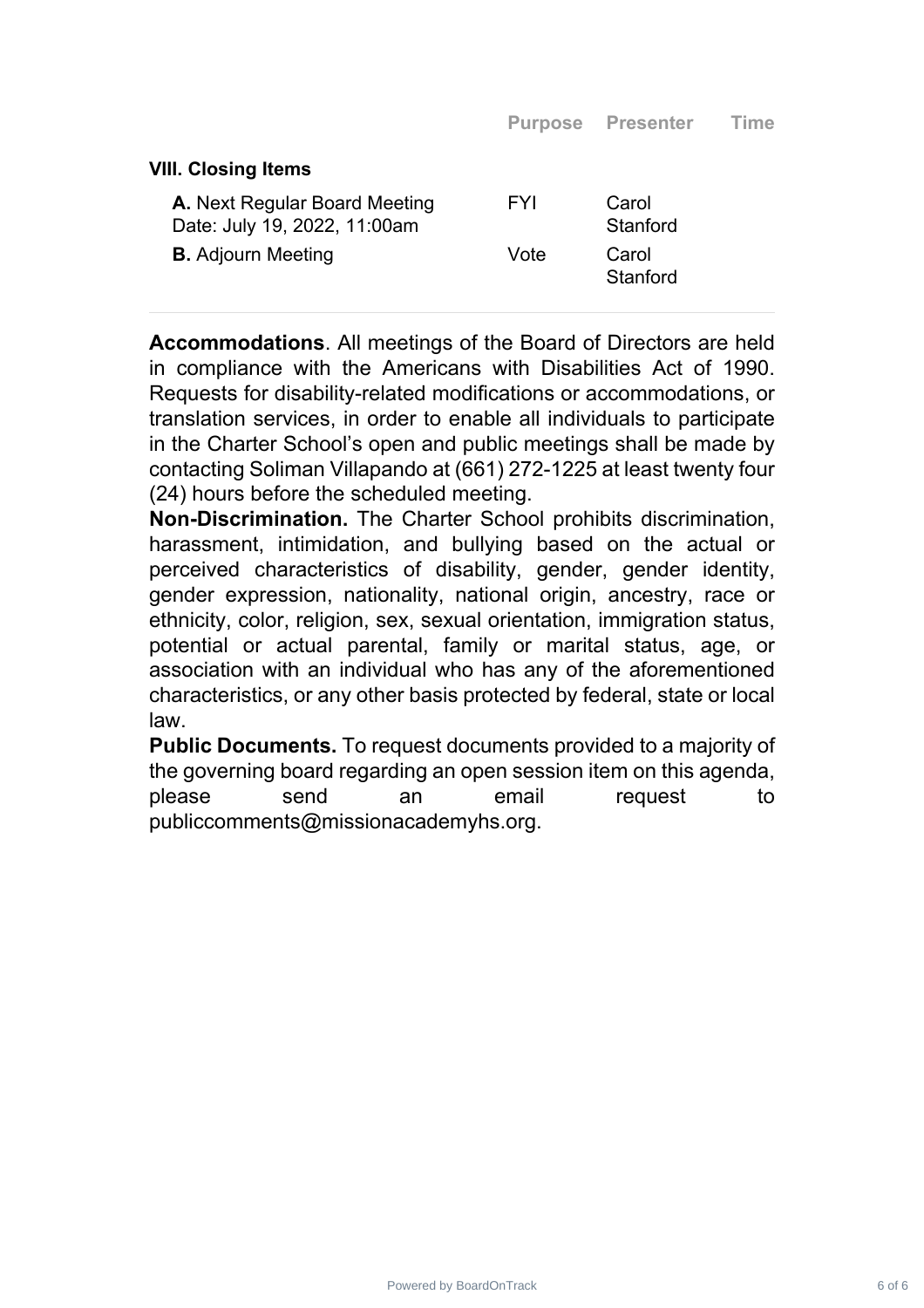| | Purpose | Presenter | Time |
|---|---|---|---|
| **VIII. Closing Items** | | | |
| **A.** Next Regular Board Meeting<br>Date: July 19, 2022, 11:00am | FYI | Carol Stanford | |
| **B.** Adjourn Meeting | Vote | Carol Stanford | |

**Accommodations**. All meetings of the Board of Directors are held in compliance with the Americans with Disabilities Act of 1990. Requests for disability-related modifications or accommodations, or translation services, in order to enable all individuals to participate in the Charter School's open and public meetings shall be made by contacting Soliman Villapando at (661) 272-1225 at least twenty four (24) hours before the scheduled meeting.

**Non-Discrimination.** The Charter School prohibits discrimination, harassment, intimidation, and bullying based on the actual or perceived characteristics of disability, gender, gender identity, gender expression, nationality, national origin, ancestry, race or ethnicity, color, religion, sex, sexual orientation, immigration status, potential or actual parental, family or marital status, age, or association with an individual who has any of the aforementioned characteristics, or any other basis protected by federal, state or local law.

**Public Documents.** To request documents provided to a majority of the governing board regarding an open session item on this agenda, please send an email request to publiccomments@missionacademyhs.org.